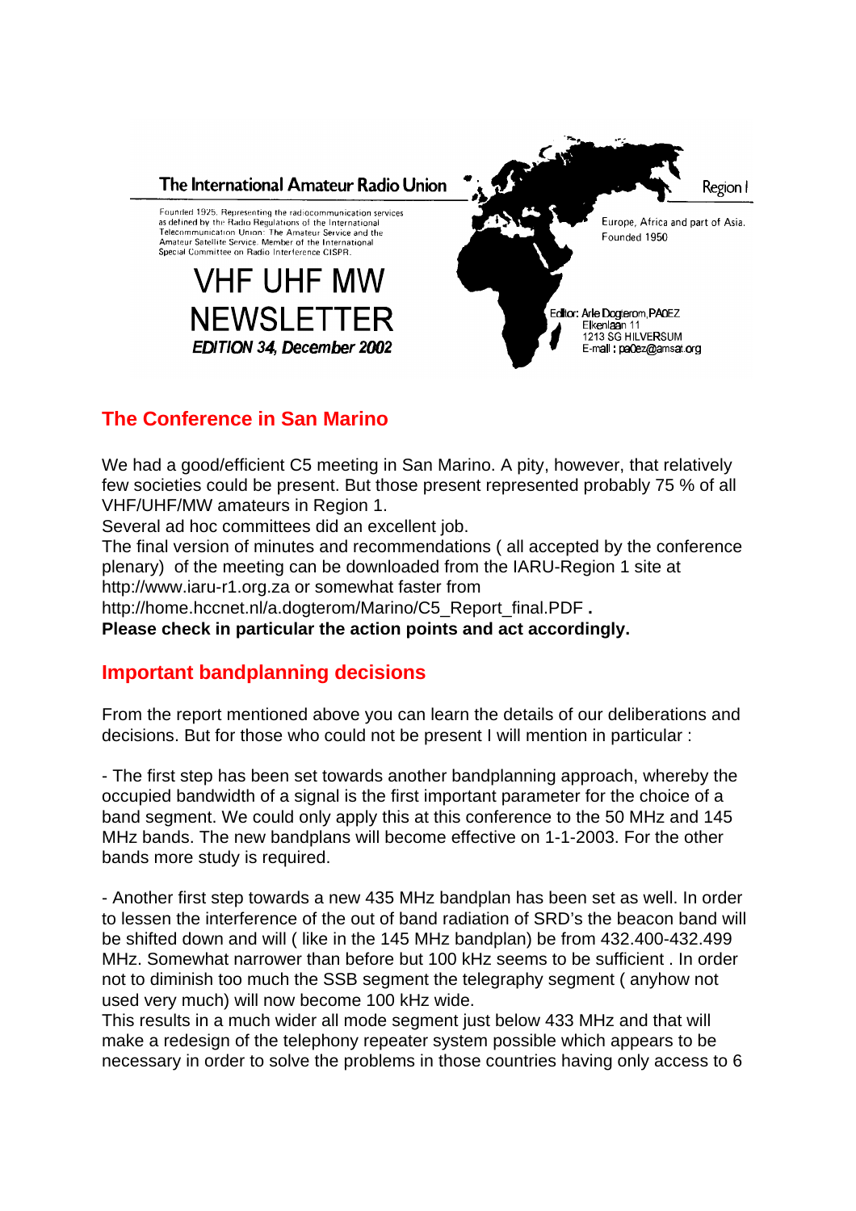The International Amateur Radio Union

Founded 1925. Representing the radiocommunication services as defined by the Radio Regulations of the International Telecommunication Union: The Amateur Service and the Amateur Satellite Service. Member of the International Special Committee on Radio Interference CISPR.

Region I

Europe, Africa and part of Asia.
Founded 1950

# VHF UHF MW NEWSLETTER

***EDITION 34, December 2002***

Editor: Arie Dogterom, PA0EZ
Eikenlaan 11
1213 SG HILVERSUM
E-mail : pa0ez@amsat.org

## The Conference in San Marino

We had a good/efficient C5 meeting in San Marino. A pity, however, that relatively few societies could be present. But those present represented probably 75 % of all VHF/UHF/MW amateurs in Region 1.

Several ad hoc committees did an excellent job.

The final version of minutes and recommendations ( all accepted by the conference plenary) of the meeting can be downloaded from the IARU-Region 1 site at http://www.iaru-r1.org.za or somewhat faster from http://home.hccnet.nl/a.dogterom/Marino/C5_Report_final.PDF **.**

**Please check in particular the action points and act accordingly.**

## Important bandplanning decisions

From the report mentioned above you can learn the details of our deliberations and decisions. But for those who could not be present I will mention in particular :

- The first step has been set towards another bandplanning approach, whereby the occupied bandwidth of a signal is the first important parameter for the choice of a band segment. We could only apply this at this conference to the 50 MHz and 145 MHz bands. The new bandplans will become effective on 1-1-2003. For the other bands more study is required.

- Another first step towards a new 435 MHz bandplan has been set as well. In order to lessen the interference of the out of band radiation of SRD's the beacon band will be shifted down and will ( like in the 145 MHz bandplan) be from 432.400-432.499 MHz. Somewhat narrower than before but 100 kHz seems to be sufficient . In order not to diminish too much the SSB segment the telegraphy segment ( anyhow not used very much) will now become 100 kHz wide.
This results in a much wider all mode segment just below 433 MHz and that will make a redesign of the telephony repeater system possible which appears to be necessary in order to solve the problems in those countries having only access to 6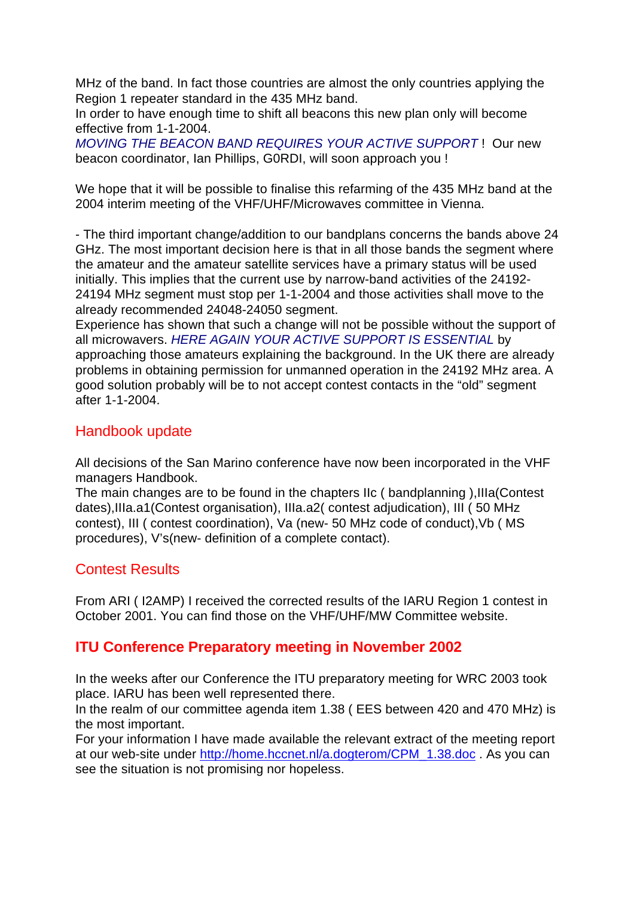MHz of the band. In fact those countries are almost the only countries applying the Region 1 repeater standard in the 435 MHz band.
In order to have enough time to shift all beacons this new plan only will become effective from 1-1-2004.
*MOVING THE BEACON BAND REQUIRES YOUR ACTIVE SUPPORT* ! Our new beacon coordinator, Ian Phillips, G0RDI, will soon approach you !

We hope that it will be possible to finalise this refarming of the 435 MHz band at the 2004 interim meeting of the VHF/UHF/Microwaves committee in Vienna.

- The third important change/addition to our bandplans concerns the bands above 24 GHz. The most important decision here is that in all those bands the segment where the amateur and the amateur satellite services have a primary status will be used initially. This implies that the current use by narrow-band activities of the 24192-24194 MHz segment must stop per 1-1-2004 and those activities shall move to the already recommended 24048-24050 segment.
Experience has shown that such a change will not be possible without the support of all microwavers. *HERE AGAIN YOUR ACTIVE SUPPORT IS ESSENTIAL* by approaching those amateurs explaining the background. In the UK there are already problems in obtaining permission for unmanned operation in the 24192 MHz area. A good solution probably will be to not accept contest contacts in the “old” segment after 1-1-2004.

## Handbook update

All decisions of the San Marino conference have now been incorporated in the VHF managers Handbook.
The main changes are to be found in the chapters IIc ( bandplanning ),IIIa(Contest dates),IIIa.a1(Contest organisation), IIIa.a2( contest adjudication), III ( 50 MHz contest), III ( contest coordination), Va (new- 50 MHz code of conduct),Vb ( MS procedures), V’s(new- definition of a complete contact).

## Contest Results

From ARI ( I2AMP) I received the corrected results of the IARU Region 1 contest in October 2001. You can find those on the VHF/UHF/MW Committee website.

## ITU Conference Preparatory meeting in November 2002

In the weeks after our Conference the ITU preparatory meeting for WRC 2003 took place. IARU has been well represented there.
In the realm of our committee agenda item 1.38 ( EES between 420 and 470 MHz) is the most important.
For your information I have made available the relevant extract of the meeting report at our web-site under http://home.hccnet.nl/a.dogterom/CPM_1.38.doc . As you can see the situation is not promising nor hopeless.